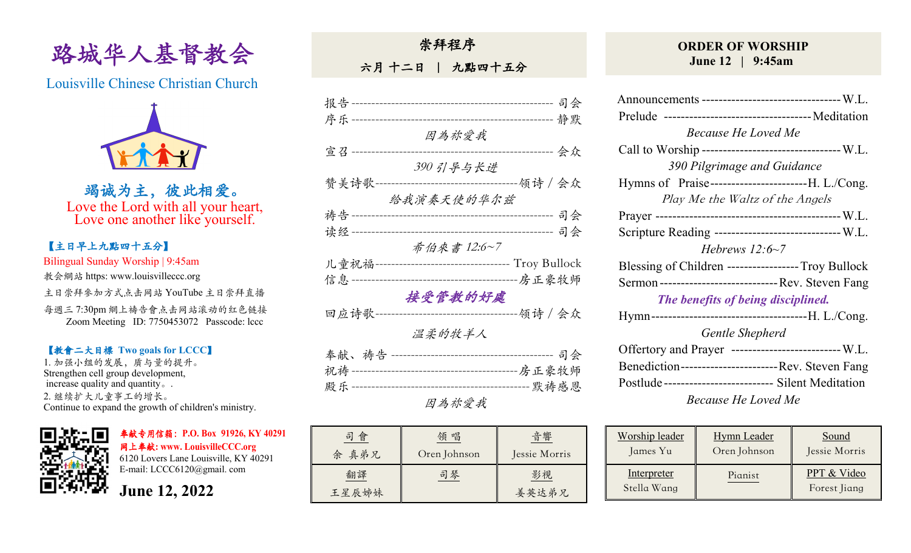# 路城华人基督教会

Louisville Chinese Christian Church

**竭诚为主，彼此相爱。**

Love the Lord with all your heart,
Love one another like yourself.

**【主日早上九點四十五分】**

Bilingual Sunday Worship | 9:45am

教會網站 https: www.louisvilleccc.org

主日崇拜参加方式点击网站 YouTube 主日崇拜直播

每週三 7:30pm 網上禱告會点击网站滚动的红色链接
Zoom Meeting ID: 7750453072 Passcode: lccc

**【教會二大目標 Two goals for LCCC】**

1. 加强小组的发展，质与量的提升。
Strengthen cell group development,
increase quality and quantity。.
2. 继续扩大儿童事工的增长。
Continue to expand the growth of children's ministry.

**奉献专用信箱：P.O. Box 91926, KY 40291**
**网上奉献: www. LouisvilleCCC.org**
6120 Lovers Lane Louisville, KY 40291
E-mail: LCCC6120@gmail. com

**June 12, 2022**

## 崇拜程序

**六月 十二日 | 九點四十五分**

报告 ---------------------------------------- 司会
序乐 ---------------------------------------- 静默

*因為祢愛我*

宣召 ---------------------------------------- 会众

*390 引导与长进*

赞美诗歌 ---------------------------------- 领诗 / 会众

*给我演奏天使的华尔兹*

祷告 ---------------------------------------- 司会
读经 ---------------------------------------- 司会

*希伯來書 12:6~7*

儿童祝福 ---------------------------------- Troy Bullock
信息 ---------------------------------------- 房正豪牧师

***接受管教的好處***

回应诗歌 ---------------------------------- 领诗 / 会众

*温柔的牧羊人*

奉献、祷告 -------------------------------- 司会
祝祷 ---------------------------------------- 房正豪牧师
殿乐 ---------------------------------------- 默祷感恩

*因為祢愛我*

| 司 會 | 領 唱 | 音響 |
|---|---|---|
| 余 真弟兄 | Oren Johnson | Jessie Morris |
| 翻譯 | 司琴 | 影視 |
| 王星辰姊妹 | | 姜英达弟兄 |

## ORDER OF WORSHIP

**June 12 | 9:45am**

Announcements -------------------------------- W.L.
Prelude -------------------------------- Meditation

*Because He Loved Me*

Call to Worship -------------------------------- W.L.

*390 Pilgrimage and Guidance*

Hymns of Praise -------------------------------- H. L./Cong.

*Play Me the Waltz of the Angels*

Prayer -------------------------------- W.L.
Scripture Reading -------------------------------- W.L.

*Hebrews 12:6~7*

Blessing of Children -------------------------------- Troy Bullock
Sermon -------------------------------- Rev. Steven Fang

***The benefits of being disciplined.***

Hymn -------------------------------- H. L./Cong.

*Gentle Shepherd*

Offertory and Prayer -------------------------------- W.L.
Benediction -------------------------------- Rev. Steven Fang
Postlude -------------------------------- Silent Meditation

*Because He Loved Me*

| Worship leader | Hymn Leader | Sound |
|---|---|---|
| James Yu | Oren Johnson | Jessie Morris |
| Interpreter | Pianist | PPT & Video |
| Stella Wang | | Forest Jiang |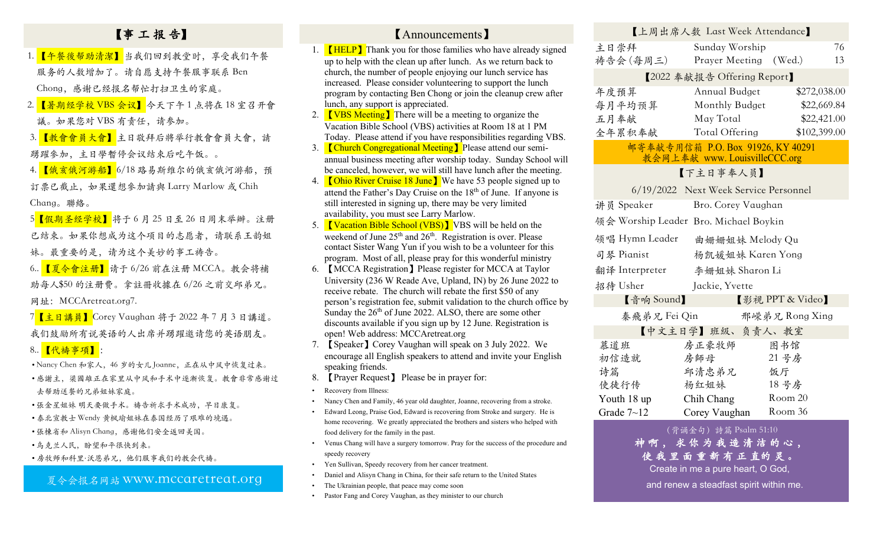## 【事工报告】

1. 【午餐後帮助清潔】当我们回到教堂时，享受我们午餐服务的人数增加了。请自愿支持午餐服事联系 Ben Chong，感谢已经报名帮忙打扫卫生的家庭。
2. 【暑期经学校 VBS 会议】今天下午 1 点将在 18 室召开會議。如果您对 VBS 有责任，请参加。
3. 【教會會員大會】主日敬拜后將举行教會會員大會，請踴躍參加，主日學暫停会议结束后吃午飯。。
4. 【俄亥俄河游船】6/18 路易斯维尔的俄亥俄河游船，预訂票已截止，如果還想参加請與 Larry Marlow 或 Chih Chang。聯絡。
5. 【假期圣经学校】将于 6 月 25 日至 26 日周末举辦。注册已结束。如果你想成为这个项目的志愿者，请联系王韵姐妹。最重要的是，请为这个美妙的事工祷告。
6. 【夏令會注册】请于 6/26 前在注册 MCCA。教会将補助每人$50 的注册费。拿註冊收據在 6/26 之前交邱弟兄。网址：MCCAretreat.org7.
7. 【主日講員】Corey Vaughan 将于 2022 年 7 月 3 日講道。我们鼓励所有说英语的人出席并踴躍邀请您的英语朋友。
8. 【代祷事项】：
   - Nancy Chen 和家人，46 岁的女儿 Joanne，正在从中风中恢复过来。
   - 感謝主，梁國雄正在家里从中风和手术中逐渐恢复。教會非常感谢过去帮助送餐的兄弟姐妹家庭。
   - 張金星姐妹 明天要做手术。祷告祈求手术成功，早日康复。
   - 泰北宣教士 Wendy 黄枫瑜姐妹在泰國经历了艰难的境遇。
   - 張棟肴和 Alisyn Chang，感谢他们安全返回美国。
   - 乌克兰人民，盼望和平很快到来。
   - 房牧师和科里·沃恩弟兄，他们服事我们的教会代祷。

夏令会报名网站 www.mccaretreat.org

## 【Announcements】

1. 【HELP】Thank you for those families who have already signed up to help with the clean up after lunch. As we return back to church, the number of people enjoying our lunch service has increased. Please consider volunteering to support the lunch program by contacting Ben Chong or join the cleanup crew after lunch, any support is appreciated.
2. 【VBS Meeting】There will be a meeting to organize the Vacation Bible School (VBS) activities at Room 18 at 1 PM Today. Please attend if you have responsibilities regarding VBS.
3. 【Church Congregational Meeting】Please attend our semi-annual business meeting after worship today. Sunday School will be canceled, however, we will still have lunch after the meeting.
4. 【Ohio River Cruise 18 June】We have 53 people signed up to attend the Father's Day Cruise on the 18th of June. If anyone is still interested in signing up, there may be very limited availability, you must see Larry Marlow.
5. 【Vacation Bible School (VBS)】VBS will be held on the weekend of June 25th and 26th. Registration is over. Please contact Sister Wang Yun if you wish to be a volunteer for this program. Most of all, please pray for this wonderful ministry
6. 【MCCA Registration】Please register for MCCA at Taylor University (236 W Reade Ave, Upland, IN) by 26 June 2022 to receive rebate. The church will rebate the first $50 of any person's registration fee, submit validation to the church office by Sunday the 26th of June 2022. ALSO, there are some other discounts available if you sign up by 12 June. Registration is open! Web address: MCCAretreat.org
7. 【Speaker】Corey Vaughan will speak on 3 July 2022. We encourage all English speakers to attend and invite your English speaking friends.
8. 【Prayer Request】 Please be in prayer for:
   - Recovery from Illness:
   - Nancy Chen and Family, 46 year old daughter, Joanne, recovering from a stroke.
   - Edward Leong, Praise God, Edward is recovering from Stroke and surgery. He is home recovering. We greatly appreciated the brothers and sisters who helped with food delivery for the family in the past.
   - Venus Chang will have a surgery tomorrow. Pray for the success of the procedure and speedy recovery
   - Yen Sullivan, Speedy recovery from her cancer treatment.
   - Daniel and Alisyn Chang in China, for their safe return to the United States
   - The Ukrainian people, that peace may come soon
   - Pastor Fang and Corey Vaughan, as they minister to our church

## 【上周出席人数 Last Week Attendance】

| | | |
|---|---|---|
| 主日崇拜 | Sunday Worship | 76 |
| 祷告会(每周三) | Prayer Meeting (Wed.) | 13 |

## 【2022 奉献报告 Offering Report】

| | | |
|---|---|---|
| 年度预算 | Annual Budget | $272,038.00 |
| 每月平均预算 | Monthly Budget | $22,669.84 |
| 五月奉献 | May Total | $22,421.00 |
| 全年累积奉献 | Total Offering | $102,399.00 |

邮寄奉献专用信箱 P.O. Box 91926, KY 40291
教会网上奉献 www. LouisvilleCCC.org

## 【下主日事奉人员】

6/19/2022 Next Week Service Personnel

| | |
|---|---|
| 讲员 Speaker | Bro. Corey Vaughan |
| 领会 Worship Leader | Bro. Michael Boykin |
| 领唱 Hymn Leader | 曲姗姗姐妹 Melody Qu |
| 司琴 Pianist | 杨凯媛姐妹 Karen Yong |
| 翻译 Interpreter | 李姗姐妹 Sharon Li |
| 招待 Usher | Jackie, Yvette |
| 【音响 Sound】 | 【影视 PPT & Video】 |
| 秦飛弟兄 Fei Qin | 邢嵘弟兄 Rong Xing |

## 【中文主日学】班级、负责人、教室

| | | |
|---|---|---|
| 慕道班 | 房正豪牧师 | 图书馆 |
| 初信造就 | 房師母 | 21 号房 |
| 诗篇 | 邱清忠弟兄 | 饭厅 |
| 使徒行传 | 杨红姐妹 | 18 号房 |
| Youth 18 up | Chih Chang | Room 20 |
| Grade 7~12 | Corey Vaughan | Room 36 |

(背诵金句) 诗篇 Psalm 51:10

**神啊，求你为我造清洁的心，使我里面重新有正直的灵。**

Create in me a pure heart, O God,
and renew a steadfast spirit within me.